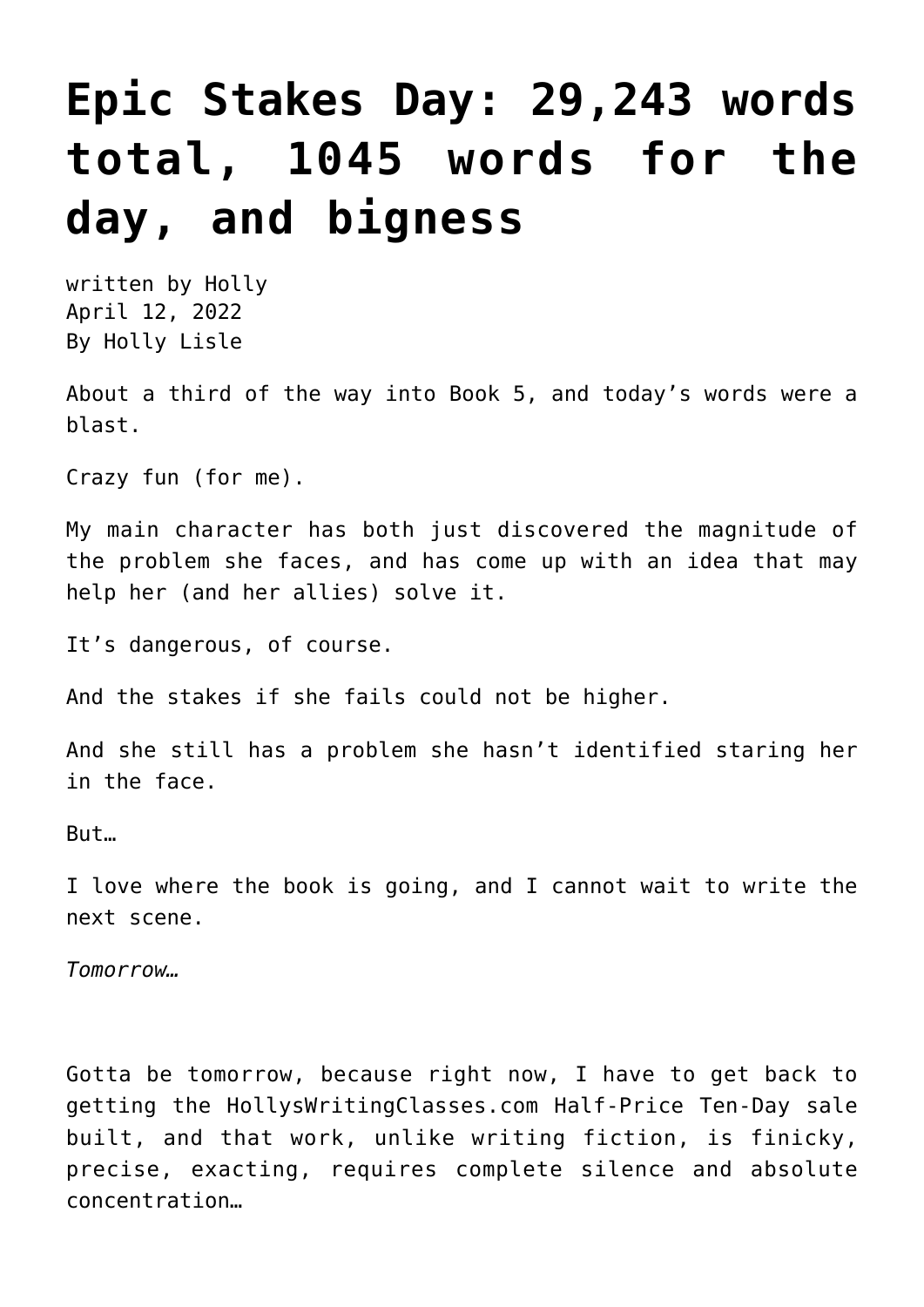# Epic Stakes Day: 29,243 words total, 1045 words for the day, and bigness

written by Holly
April 12, 2022
By Holly Lisle

About a third of the way into Book 5, and today's words were a blast.

Crazy fun (for me).

My main character has both just discovered the magnitude of the problem she faces, and has come up with an idea that may help her (and her allies) solve it.

It's dangerous, of course.

And the stakes if she fails could not be higher.

And she still has a problem she hasn't identified staring her in the face.

But…

I love where the book is going, and I cannot wait to write the next scene.

*Tomorrow…*

Gotta be tomorrow, because right now, I have to get back to getting the HollysWritingClasses.com Half-Price Ten-Day sale built, and that work, unlike writing fiction, is finicky, precise, exacting, requires complete silence and absolute concentration…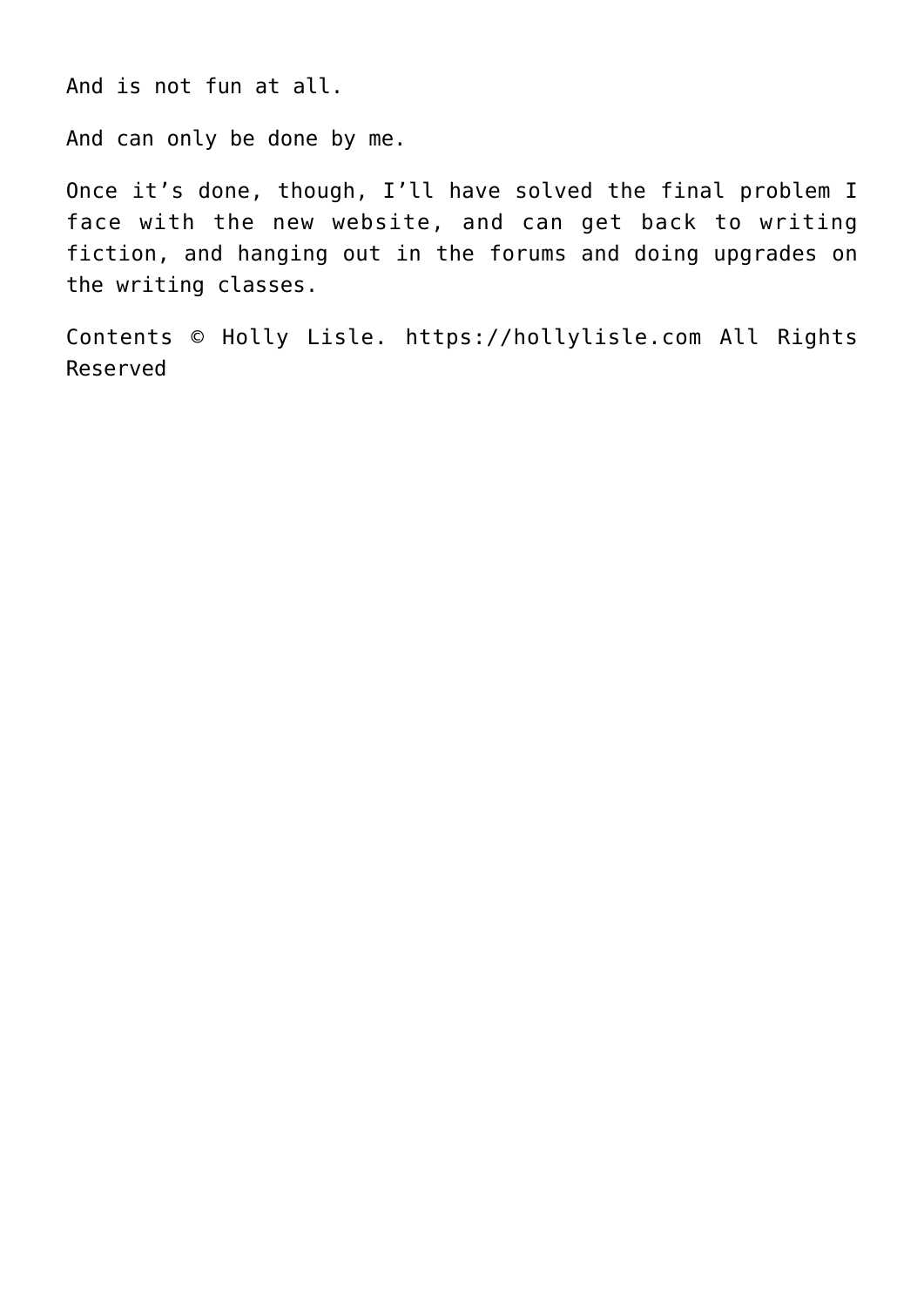And is not fun at all.

And can only be done by me.

Once it’s done, though, I’ll have solved the final problem I face with the new website, and can get back to writing fiction, and hanging out in the forums and doing upgrades on the writing classes.

Contents © Holly Lisle. https://hollylisle.com All Rights Reserved